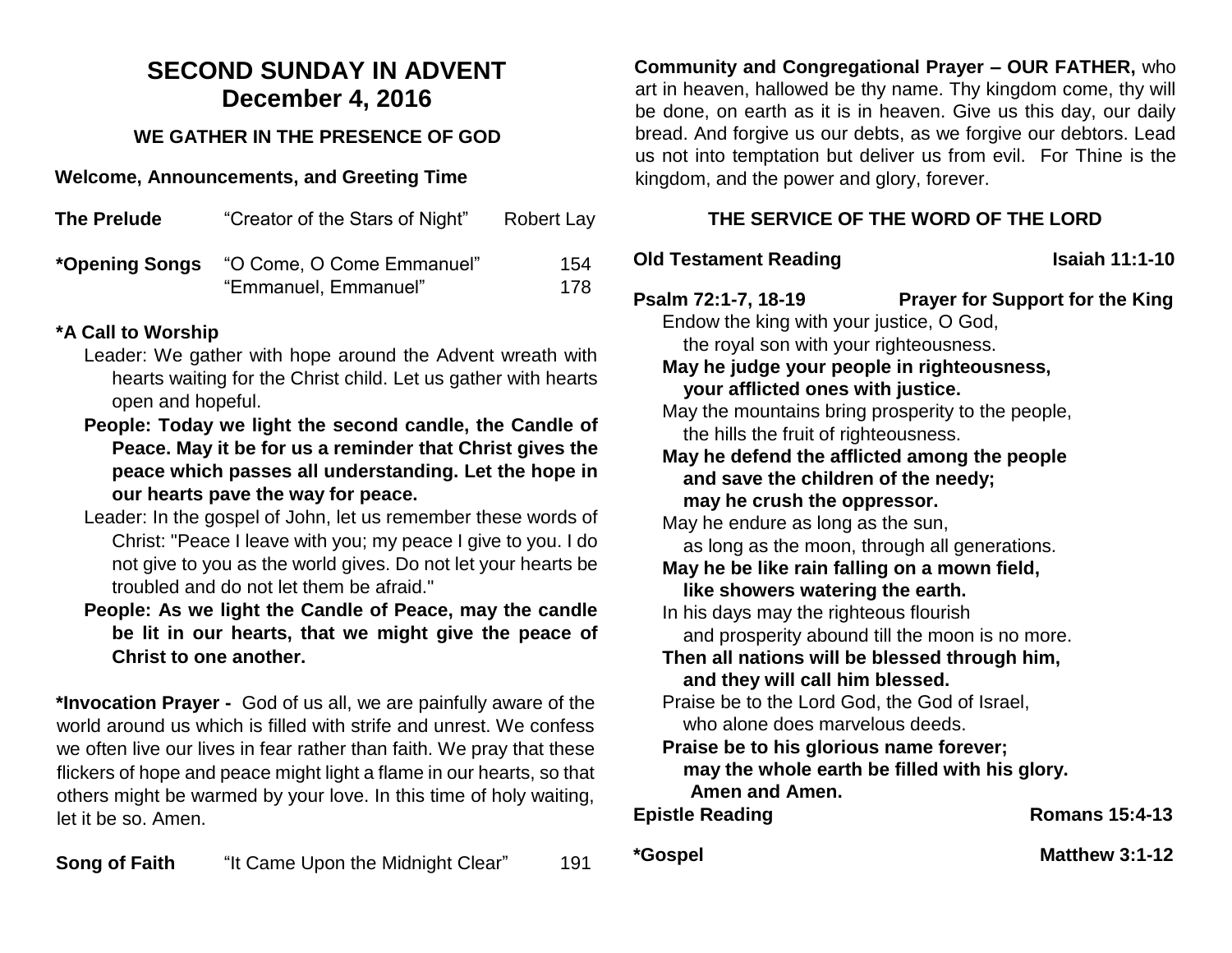# SECOND SUNDAY IN ADVENT
## December 4, 2016

### WE GATHER IN THE PRESENCE OF GOD

**Welcome, Announcements, and Greeting Time**

**The Prelude** "Creator of the Stars of Night" Robert Lay

**\*Opening Songs** "O Come, O Come Emmanuel" 154
"Emmanuel, Emmanuel" 178

**\*A Call to Worship**

Leader: We gather with hope around the Advent wreath with hearts waiting for the Christ child. Let us gather with hearts open and hopeful.

**People: Today we light the second candle, the Candle of Peace. May it be for us a reminder that Christ gives the peace which passes all understanding. Let the hope in our hearts pave the way for peace.**

Leader: In the gospel of John, let us remember these words of Christ: "Peace I leave with you; my peace I give to you. I do not give to you as the world gives. Do not let your hearts be troubled and do not let them be afraid."

**People: As we light the Candle of Peace, may the candle be lit in our hearts, that we might give the peace of Christ to one another.**

**\*Invocation Prayer -** God of us all, we are painfully aware of the world around us which is filled with strife and unrest. We confess we often live our lives in fear rather than faith. We pray that these flickers of hope and peace might light a flame in our hearts, so that others might be warmed by your love. In this time of holy waiting, let it be so. Amen.

**Song of Faith** "It Came Upon the Midnight Clear" 191

**Community and Congregational Prayer – OUR FATHER,** who art in heaven, hallowed be thy name. Thy kingdom come, thy will be done, on earth as it is in heaven. Give us this day, our daily bread. And forgive us our debts, as we forgive our debtors. Lead us not into temptation but deliver us from evil. For Thine is the kingdom, and the power and glory, forever.

### THE SERVICE OF THE WORD OF THE LORD

**Old Testament Reading** **Isaiah 11:1-10**

**Psalm 72:1-7, 18-19** **Prayer for Support for the King**

Endow the king with your justice, O God,
the royal son with your righteousness.
**May he judge your people in righteousness,
your afflicted ones with justice.**
May the mountains bring prosperity to the people,
the hills the fruit of righteousness.
**May he defend the afflicted among the people
and save the children of the needy;
may he crush the oppressor.**
May he endure as long as the sun,
as long as the moon, through all generations.
**May he be like rain falling on a mown field,
like showers watering the earth.**
In his days may the righteous flourish
and prosperity abound till the moon is no more.
**Then all nations will be blessed through him,
and they will call him blessed.**
Praise be to the Lord God, the God of Israel,
who alone does marvelous deeds.
**Praise be to his glorious name forever;
may the whole earth be filled with his glory.
Amen and Amen.**

**Epistle Reading** **Romans 15:4-13**

**\*Gospel** **Matthew 3:1-12**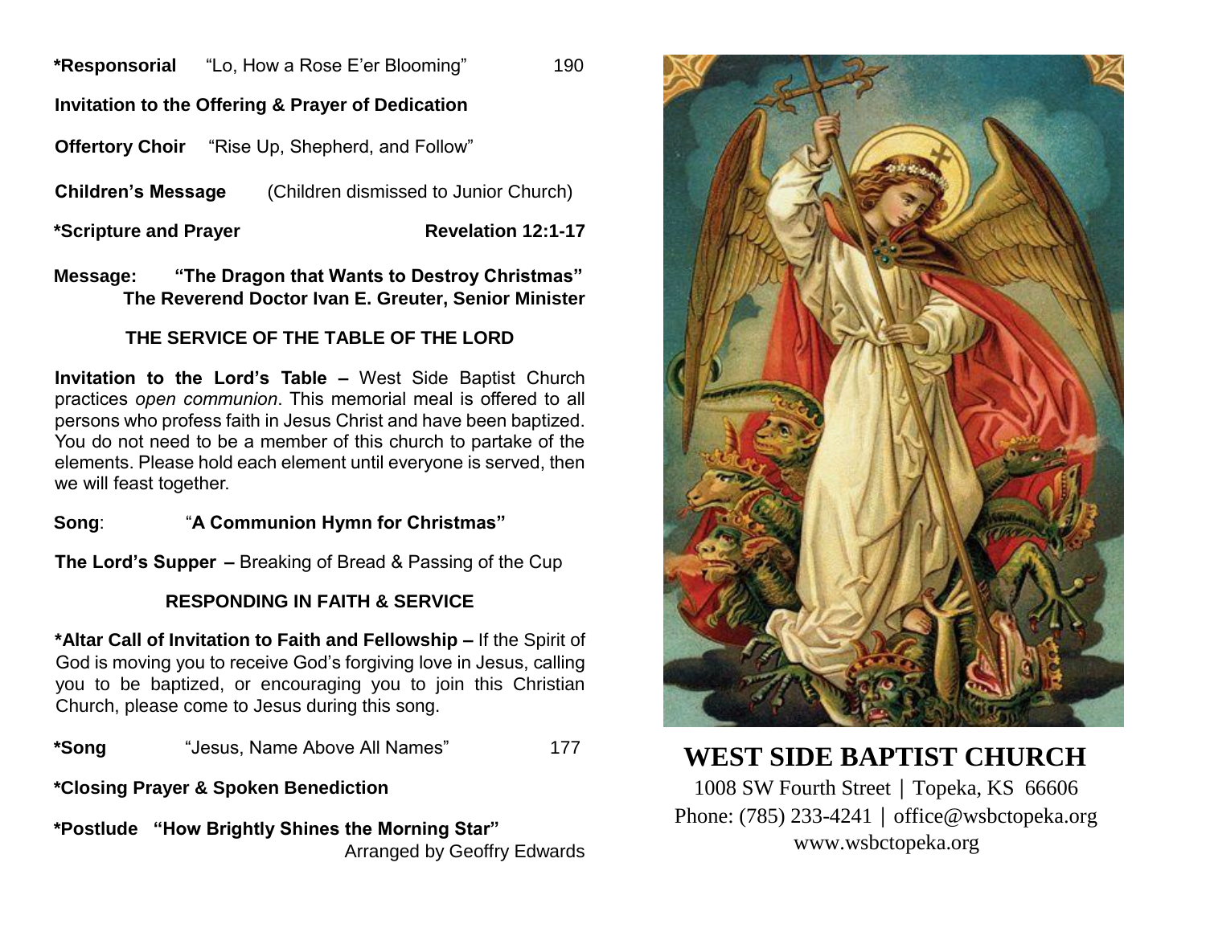**\*Responsorial** "Lo, How a Rose E'er Blooming" 190

**Invitation to the Offering & Prayer of Dedication**

**Offertory Choir** "Rise Up, Shepherd, and Follow"

**Children's Message** (Children dismissed to Junior Church)

**\*Scripture and Prayer** **Revelation 12:1-17**

**Message: "The Dragon that Wants to Destroy Christmas"**
**The Reverend Doctor Ivan E. Greuter, Senior Minister**

## THE SERVICE OF THE TABLE OF THE LORD

**Invitation to the Lord's Table –** West Side Baptist Church practices *open communion*. This memorial meal is offered to all persons who profess faith in Jesus Christ and have been baptized. You do not need to be a member of this church to partake of the elements. Please hold each element until everyone is served, then we will feast together.

**Song**: "**A Communion Hymn for Christmas"**

**The Lord's Supper –** Breaking of Bread & Passing of the Cup

## RESPONDING IN FAITH & SERVICE

**\*Altar Call of Invitation to Faith and Fellowship –** If the Spirit of God is moving you to receive God's forgiving love in Jesus, calling you to be baptized, or encouraging you to join this Christian Church, please come to Jesus during this song.

**\*Song** "Jesus, Name Above All Names" 177

**\*Closing Prayer & Spoken Benediction**

**\*Postlude "How Brightly Shines the Morning Star"**
Arranged by Geoffry Edwards

# WEST SIDE BAPTIST CHURCH

1008 SW Fourth Street | Topeka, KS 66606
Phone: (785) 233-4241 | office@wsbctopeka.org
www.wsbctopeka.org